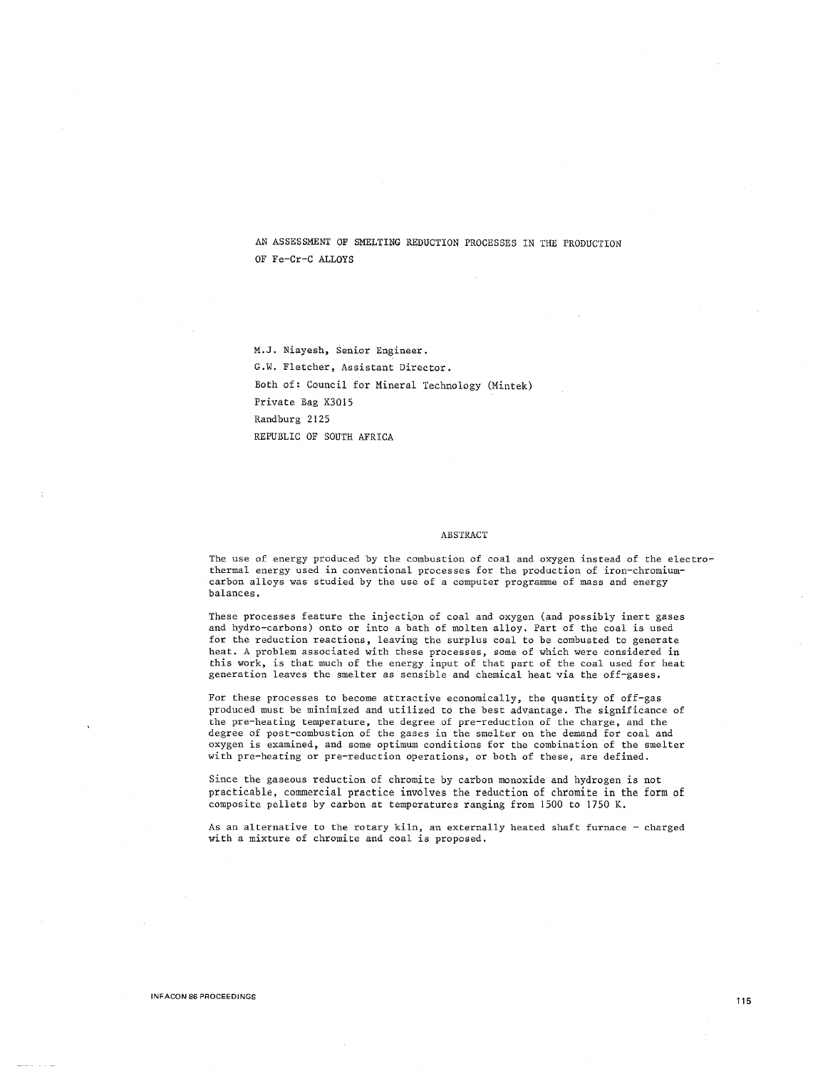# AN ASSESSMENT OF SMELTING REDUCTION PROCESSES IN THE PRODUCTION OF Fe-Cr-C ALLOYS

M.J. Niayesh, Senior Engineer.
G.W. Fletcher, Assistant Director.
Both of: Council for Mineral Technology (Mintek)
Private Bag X3015
Randburg 2125
REPUBLIC OF SOUTH AFRICA

## ABSTRACT

The use of energy produced by the combustion of coal and oxygen instead of the electrothermal energy used in conventional processes for the production of iron-chromium-carbon alloys was studied by the use of a computer programme of mass and energy balances.

These processes feature the injection of coal and oxygen (and possibly inert gases and hydro-carbons) onto or into a bath of molten alloy. Part of the coal is used for the reduction reactions, leaving the surplus coal to be combusted to generate heat. A problem associated with these processes, some of which were considered in this work, is that much of the energy input of that part of the coal used for heat generation leaves the smelter as sensible and chemical heat via the off-gases.

For these processes to become attractive economically, the quantity of off-gas produced must be minimized and utilized to the best advantage. The significance of the pre-heating temperature, the degree of pre-reduction of the charge, and the degree of post-combustion of the gases in the smelter on the demand for coal and oxygen is examined, and some optimum conditions for the combination of the smelter with pre-heating or pre-reduction operations, or both of these, are defined.

Since the gaseous reduction of chromite by carbon monoxide and hydrogen is not practicable, commercial practice involves the reduction of chromite in the form of composite pellets by carbon at temperatures ranging from 1500 to 1750 K.

As an alternative to the rotary kiln, an externally heated shaft furnace - charged with a mixture of chromite and coal is proposed.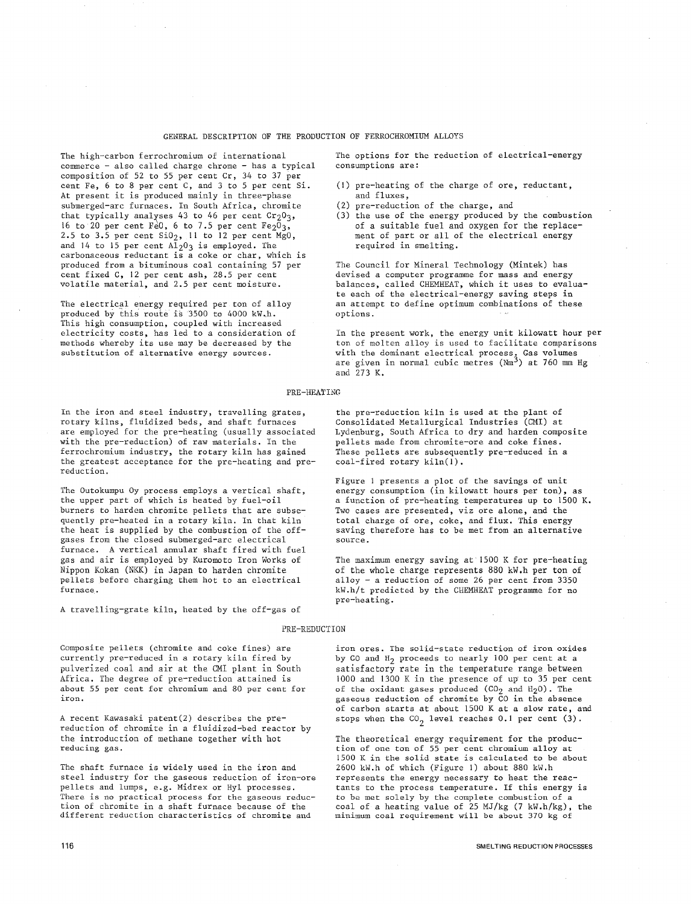## GENERAL DESCRIPTION OF THE PRODUCTION OF FERROCHROMIUM ALLOYS

The high-carbon ferrochromium of international commerce - also called charge chrome - has a typical composition of 52 to 55 per cent Cr, 34 to 37 per cent Fe, 6 to 8 per cent C, and 3 to 5 per cent Si. At present it is produced mainly in three-phase submerged-arc furnaces. In South Africa, chromite that typically analyses 43 to 46 per cent $Cr_2O_3$, 16 to 20 per cent FeO, 6 to 7.5 per cent $Fe_2O_3$, 2.5 to 3.5 per cent $SiO_2$, 11 to 12 per cent MgO, and 14 to 15 per cent $Al_2O_3$ is employed. The carbonaceous reductant is a coke or char, which is produced from a bituminous coal containing 57 per cent fixed C, 12 per cent ash, 28.5 per cent volatile material, and 2.5 per cent moisture.

The electrical energy required per ton of alloy produced by this route is 3500 to 4000 kW.h. This high consumption, coupled with increased electricity costs, has led to a consideration of methods whereby its use may be decreased by the substitution of alternative energy sources.

The options for the reduction of electrical-energy consumptions are:

(1) pre-heating of the charge of ore, reductant, and fluxes,
(2) pre-reduction of the charge, and
(3) the use of the energy produced by the combustion of a suitable fuel and oxygen for the replacement of part or all of the electrical energy required in smelting.

The Council for Mineral Technology (Mintek) has devised a computer programme for mass and energy balances, called CHEMHEAT, which it uses to evaluate each of the electrical-energy saving steps in an attempt to define optimum combinations of these options.

In the present work, the energy unit kilowatt hour per ton of molten alloy is used to facilitate comparisons with the dominant electrical process. Gas volumes are given in normal cubic metres ($Nm^3$) at 760 mm Hg and 273 K.

## PRE-HEATING

In the iron and steel industry, travelling grates, rotary kilns, fluidized beds, and shaft furnaces are employed for the pre-heating (usually associated with the pre-reduction) of raw materials. In the ferrochromium industry, the rotary kiln has gained the greatest acceptance for the pre-heating and pre-reduction.

The Outokumpu Oy process employs a vertical shaft, the upper part of which is heated by fuel-oil burners to harden chromite pellets that are subsequently pre-heated in a rotary kiln. In that kiln the heat is supplied by the combustion of the off-gases from the closed submerged-arc electrical furnace. A vertical annular shaft fired with fuel gas and air is employed by Kuromoto Iron Works of Nippon Kokan (NKK) in Japan to harden chromite pellets before charging them hot to an electrical furnace.

A travelling-grate kiln, heated by the off-gas of the pre-reduction kiln is used at the plant of Consolidated Metallurgical Industries (CMI) at Lydenburg, South Africa to dry and harden composite pellets made from chromite-ore and coke fines. These pellets are subsequently pre-reduced in a coal-fired rotary kiln(1).

Figure 1 presents a plot of the savings of unit energy consumption (in kilowatt hours per ton), as a function of pre-heating temperatures up to 1500 K. Two cases are presented, viz ore alone, and the total charge of ore, coke, and flux. This energy saving therefore has to be met from an alternative source.

The maximum energy saving at 1500 K for pre-heating of the whole charge represents 880 kW.h per ton of alloy - a reduction of some 26 per cent from 3350 kW.h/t predicted by the CHEMHEAT programme for no pre-heating.

## PRE-REDUCTION

Composite pellets (chromite and coke fines) are currently pre-reduced in a rotary kiln fired by pulverized coal and air at the CMI plant in South Africa. The degree of pre-reduction attained is about 55 per cent for chromium and 80 per cent for iron.

A recent Kawasaki patent(2) describes the pre-reduction of chromite in a fluidized-bed reactor by the introduction of methane together with hot reducing gas.

The shaft furnace is widely used in the iron and steel industry for the gaseous reduction of iron-ore pellets and lumps, e.g. Midrex or Hyl processes. There is no practical process for the gaseous reduction of chromite in a shaft furnace because of the different reduction characteristics of chromite and iron ores. The solid-state reduction of iron oxides by CO and $H_2$ proceeds to nearly 100 per cent at a satisfactory rate in the temperature range between 1000 and 1300 K in the presence of up to 35 per cent of the oxidant gases produced ($CO_2$ and $H_2O$). The gaseous reduction of chromite by CO in the absence of carbon starts at about 1500 K at a slow rate, and stops when the $CO_2$ level reaches 0.1 per cent (3).

The theoretical energy requirement for the production of one ton of 55 per cent chromium alloy at 1500 K in the solid state is calculated to be about 2600 kW.h of which (Figure 1) about 880 kW.h represents the energy necessary to heat the reactants to the process temperature. If this energy is to be met solely by the complete combustion of a coal of a heating value of 25 MJ/kg (7 kW.h/kg), the minimum coal requirement will be about 370 kg of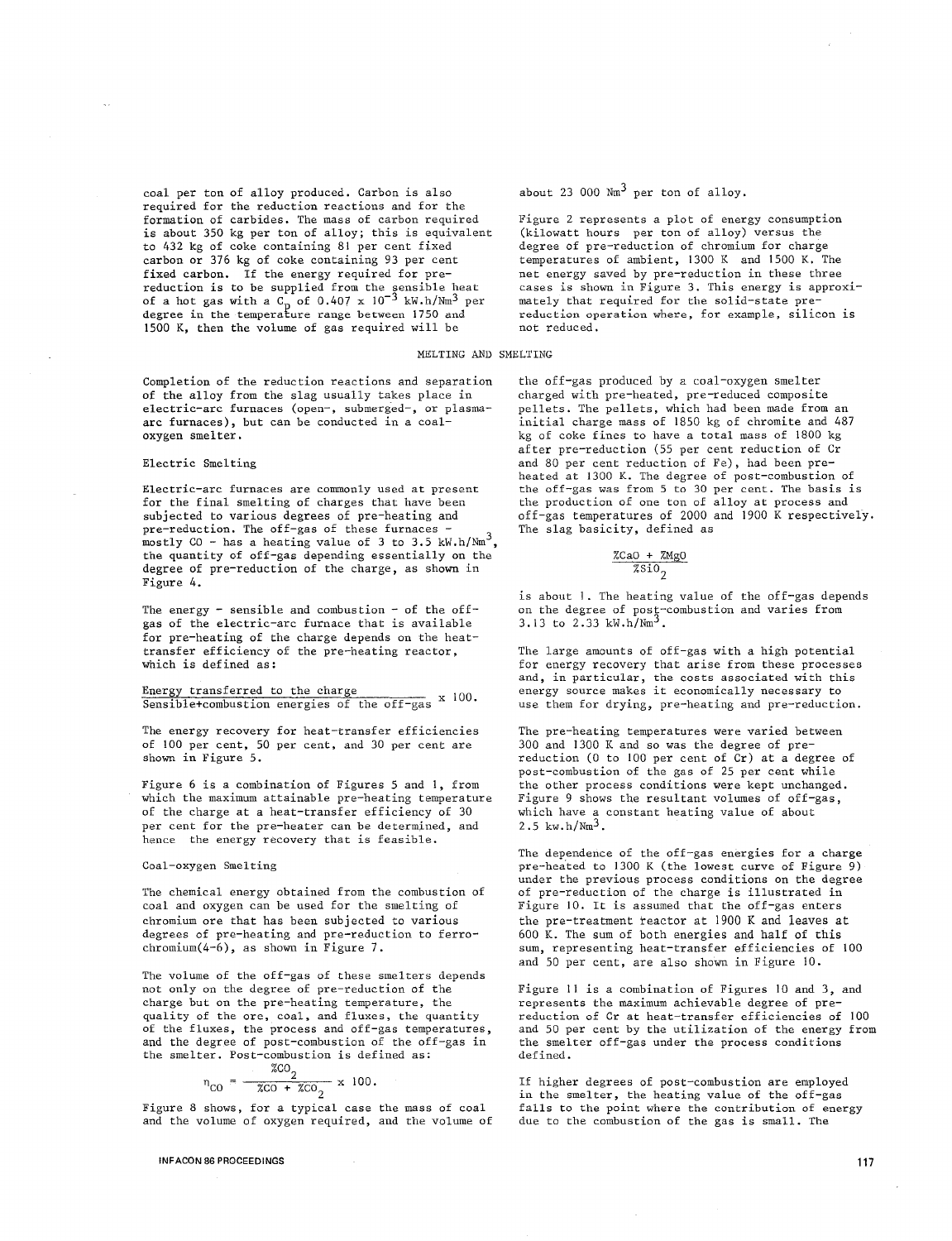coal per ton of alloy produced. Carbon is also required for the reduction reactions and for the formation of carbides. The mass of carbon required is about 350 kg per ton of alloy; this is equivalent to 432 kg of coke containing 81 per cent fixed carbon or 376 kg of coke containing 93 per cent fixed carbon. If the energy required for pre-reduction is to be supplied from the sensible heat of a hot gas with a $C_p$ of $0.407 \times 10^{-3}$ kW.h/Nm$^3$ per degree in the temperature range between 1750 and 1500 K, then the volume of gas required will be about 23 000 Nm$^3$ per ton of alloy.

Figure 2 represents a plot of energy consumption (kilowatt hours per ton of alloy) versus the degree of pre-reduction of chromium for charge temperatures of ambient, 1300 K and 1500 K. The net energy saved by pre-reduction in these three cases is shown in Figure 3. This energy is approximately that required for the solid-state pre-reduction operation where, for example, silicon is not reduced.

## MELTING AND SMELTING

Completion of the reduction reactions and separation of the alloy from the slag usually takes place in electric-arc furnaces (open-, submerged-, or plasma-arc furnaces), but can be conducted in a coal-oxygen smelter.

### Electric Smelting

Electric-arc furnaces are commonly used at present for the final smelting of charges that have been subjected to various degrees of pre-heating and pre-reduction. The off-gas of these furnaces - mostly CO - has a heating value of 3 to 3.5 kW.h/Nm$^3$, the quantity of off-gas depending essentially on the degree of pre-reduction of the charge, as shown in Figure 4.

The energy - sensible and combustion - of the off-gas of the electric-arc furnace that is available for pre-heating of the charge depends on the heat-transfer efficiency of the pre-heating reactor, which is defined as:

$$\frac{\text{Energy transferred to the charge}}{\text{Sensible+combustion energies of the off-gas}} \times 100.$$

The energy recovery for heat-transfer efficiencies of 100 per cent, 50 per cent, and 30 per cent are shown in Figure 5.

Figure 6 is a combination of Figures 5 and 1, from which the maximum attainable pre-heating temperature of the charge at a heat-transfer efficiency of 30 per cent for the pre-heater can be determined, and hence the energy recovery that is feasible.

### Coal-oxygen Smelting

The chemical energy obtained from the combustion of coal and oxygen can be used for the smelting of chromium ore that has been subjected to various degrees of pre-heating and pre-reduction to ferro-chromium(4-6), as shown in Figure 7.

The volume of the off-gas of these smelters depends not only on the degree of pre-reduction of the charge but on the pre-heating temperature, the quality of the ore, coal, and fluxes, the quantity of the fluxes, the process and off-gas temperatures, and the degree of post-combustion of the off-gas in the smelter. Post-combustion is defined as:

$$\eta_{CO} = \frac{\%CO_2}{\%CO + \%CO_2} \times 100.$$

Figure 8 shows, for a typical case the mass of coal and the volume of oxygen required, and the volume of the off-gas produced by a coal-oxygen smelter charged with pre-heated, pre-reduced composite pellets. The pellets, which had been made from an initial charge mass of 1850 kg of chromite and 487 kg of coke fines to have a total mass of 1800 kg after pre-reduction (55 per cent reduction of Cr and 80 per cent reduction of Fe), had been pre-heated at 1300 K. The degree of post-combustion of the off-gas was from 5 to 30 per cent. The basis is the production of one ton of alloy at process and off-gas temperatures of 2000 and 1900 K respectively. The slag basicity, defined as

$$\frac{\%CaO + \%MgO}{\%SiO_2}$$

is about 1. The heating value of the off-gas depends on the degree of post-combustion and varies from 3.13 to 2.33 kW.h/Nm$^3$.

The large amounts of off-gas with a high potential for energy recovery that arise from these processes and, in particular, the costs associated with this energy source makes it economically necessary to use them for drying, pre-heating and pre-reduction.

The pre-heating temperatures were varied between 300 and 1300 K and so was the degree of pre-reduction (0 to 100 per cent of Cr) at a degree of post-combustion of the gas of 25 per cent while the other process conditions were kept unchanged. Figure 9 shows the resultant volumes of off-gas, which have a constant heating value of about 2.5 kw.h/Nm$^3$.

The dependence of the off-gas energies for a charge pre-heated to 1300 K (the lowest curve of Figure 9) under the previous process conditions on the degree of pre-reduction of the charge is illustrated in Figure 10. It is assumed that the off-gas enters the pre-treatment reactor at 1900 K and leaves at 600 K. The sum of both energies and half of this sum, representing heat-transfer efficiencies of 100 and 50 per cent, are also shown in Figure 10.

Figure 11 is a combination of Figures 10 and 3, and represents the maximum achievable degree of pre-reduction of Cr at heat-transfer efficiencies of 100 and 50 per cent by the utilization of the energy from the smelter off-gas under the process conditions defined.

If higher degrees of post-combustion are employed in the smelter, the heating value of the off-gas falls to the point where the contribution of energy due to the combustion of the gas is small. The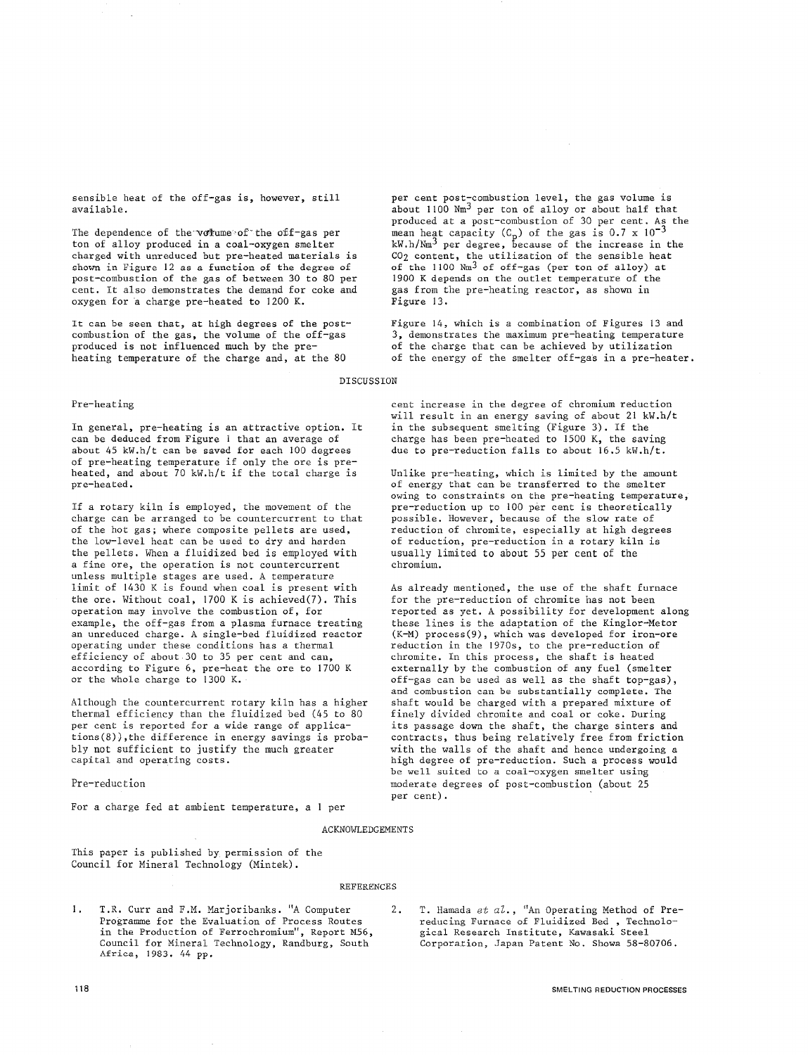sensible heat of the off-gas is, however, still available.

The dependence of the volume of the off-gas per ton of alloy produced in a coal-oxygen smelter charged with unreduced but pre-heated materials is shown in Figure 12 as a function of the degree of post-combustion of the gas of between 30 to 80 per cent. It also demonstrates the demand for coke and oxygen for a charge pre-heated to 1200 K.

It can be seen that, at high degrees of the post-combustion of the gas, the volume of the off-gas produced is not influenced much by the pre-heating temperature of the charge and, at the 80 per cent post-combustion level, the gas volume is about 1100 $Nm^3$ per ton of alloy or about half that produced at a post-combustion of 30 per cent. As the mean heat capacity ($C_p$) of the gas is $0.7 \times 10^{-3}$ $kW.h/Nm^3$ per degree, because of the increase in the $CO_2$ content, the utilization of the sensible heat of the 1100 $Nm^3$ of off-gas (per ton of alloy) at 1900 K depends on the outlet temperature of the gas from the pre-heating reactor, as shown in Figure 13.

Figure 14, which is a combination of Figures 13 and 3, demonstrates the maximum pre-heating temperature of the charge that can be achieved by utilization of the energy of the smelter off-gas in a pre-heater.

## DISCUSSION

### Pre-heating

In general, pre-heating is an attractive option. It can be deduced from Figure 1 that an average of about 45 kW.h/t can be saved for each 100 degrees of pre-heating temperature if only the ore is pre-heated, and about 70 kW.h/t if the total charge is pre-heated.

If a rotary kiln is employed, the movement of the charge can be arranged to be countercurrent to that of the hot gas; where composite pellets are used, the low-level heat can be used to dry and harden the pellets. When a fluidized bed is employed with a fine ore, the operation is not countercurrent unless multiple stages are used. A temperature limit of 1430 K is found when coal is present with the ore. Without coal, 1700 K is achieved(7). This operation may involve the combustion of, for example, the off-gas from a plasma furnace treating an unreduced charge. A single-bed fluidized reactor operating under these conditions has a thermal efficiency of about 30 to 35 per cent and can, according to Figure 6, pre-heat the ore to 1700 K or the whole charge to 1300 K.

Although the countercurrent rotary kiln has a higher thermal efficiency than the fluidized bed (45 to 80 per cent is reported for a wide range of applications(8)), the difference in energy savings is probably not sufficient to justify the much greater capital and operating costs.

### Pre-reduction

For a charge fed at ambient temperature, a 1 per cent increase in the degree of chromium reduction will result in an energy saving of about 21 kW.h/t in the subsequent smelting (Figure 3). If the charge has been pre-heated to 1500 K, the saving due to pre-reduction falls to about 16.5 kW.h/t.

Unlike pre-heating, which is limited by the amount of energy that can be transferred to the smelter owing to constraints on the pre-heating temperature, pre-reduction up to 100 per cent is theoretically possible. However, because of the slow rate of reduction of chromite, especially at high degrees of reduction, pre-reduction in a rotary kiln is usually limited to about 55 per cent of the chromium.

As already mentioned, the use of the shaft furnace for the pre-reduction of chromite has not been reported as yet. A possibility for development along these lines is the adaptation of the Kinglor-Metor (K-M) process(9), which was developed for iron-ore reduction in the 1970s, to the pre-reduction of chromite. In this process, the shaft is heated externally by the combustion of any fuel (smelter off-gas can be used as well as the shaft top-gas), and combustion can be substantially complete. The shaft would be charged with a prepared mixture of finely divided chromite and coal or coke. During its passage down the shaft, the charge sinters and contracts, thus being relatively free from friction with the walls of the shaft and hence undergoing a high degree of pre-reduction. Such a process would be well suited to a coal-oxygen smelter using moderate degrees of post-combustion (about 25 per cent).

## ACKNOWLEDGEMENTS

This paper is published by permission of the Council for Mineral Technology (Mintek).

## REFERENCES

1. T.R. Curr and F.M. Marjoribanks. "A Computer Programme for the Evaluation of Process Routes in the Production of Ferrochromium", Report M56, Council for Mineral Technology, Randburg, South Africa, 1983. 44 pp.
2. T. Hamada *et al.*, "An Operating Method of Pre-reducing Furnace of Fluidized Bed , Technological Research Institute, Kawasaki Steel Corporation, Japan Patent No. Showa 58-80706.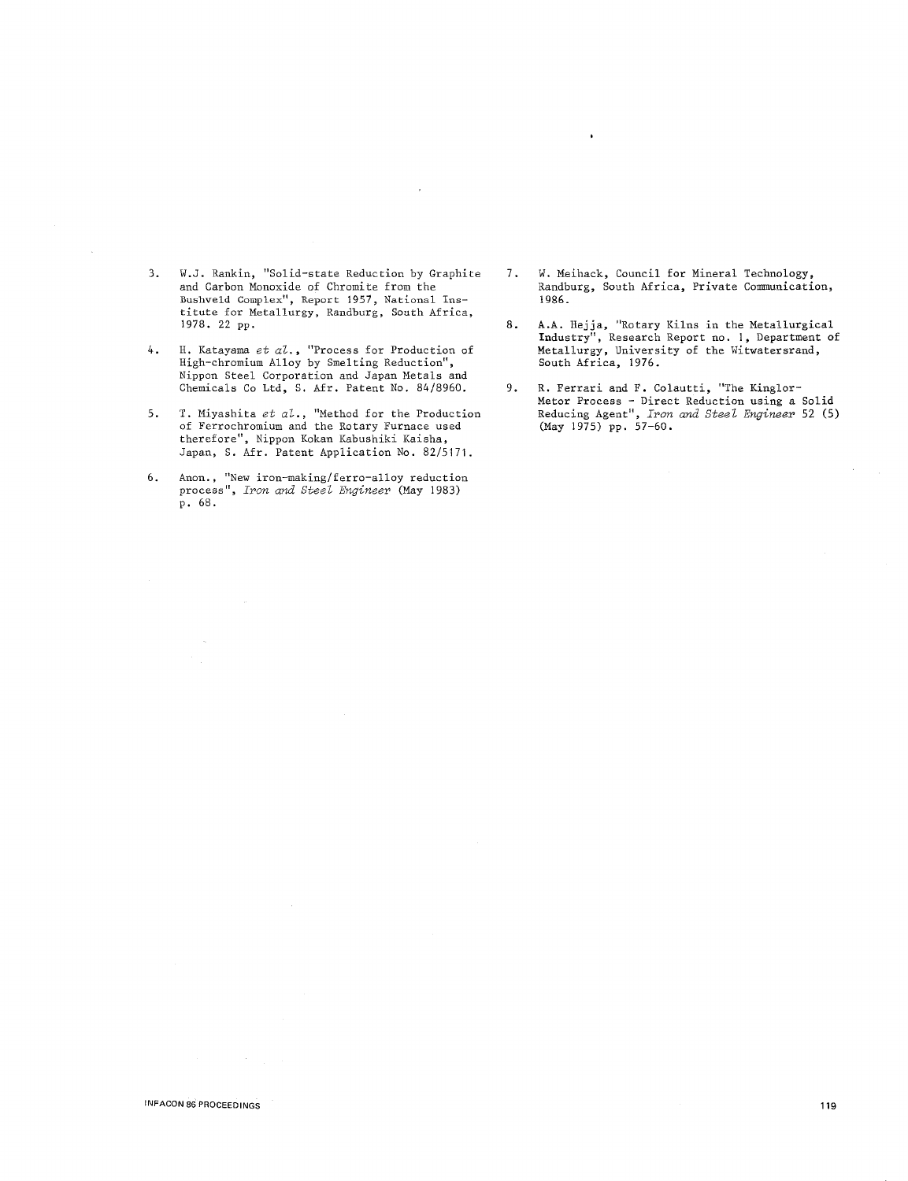3. W.J. Rankin, "Solid-state Reduction by Graphite and Carbon Monoxide of Chromite from the Bushveld Complex", Report 1957, National Institute for Metallurgy, Randburg, South Africa, 1978. 22 pp.

4. H. Katayama *et al.*, "Process for Production of High-chromium Alloy by Smelting Reduction", Nippon Steel Corporation and Japan Metals and Chemicals Co Ltd, S. Afr. Patent No. 84/8960.

5. T. Miyashita *et al.*, "Method for the Production of Ferrochromium and the Rotary Furnace used therefore", Nippon Kokan Kabushiki Kaisha, Japan, S. Afr. Patent Application No. 82/5171.

6. Anon., "New iron-making/ferro-alloy reduction process", *Iron and Steel Engineer* (May 1983) p. 68.

7. W. Meihack, Council for Mineral Technology, Randburg, South Africa, Private Communication, 1986.

8. A.A. Hejja, "Rotary Kilns in the Metallurgical Industry", Research Report no. 1, Department of Metallurgy, University of the Witwatersrand, South Africa, 1976.

9. R. Ferrari and F. Colautti, "The Kinglor-Metor Process - Direct Reduction using a Solid Reducing Agent", *Iron and Steel Engineer* 52 (5) (May 1975) pp. 57-60.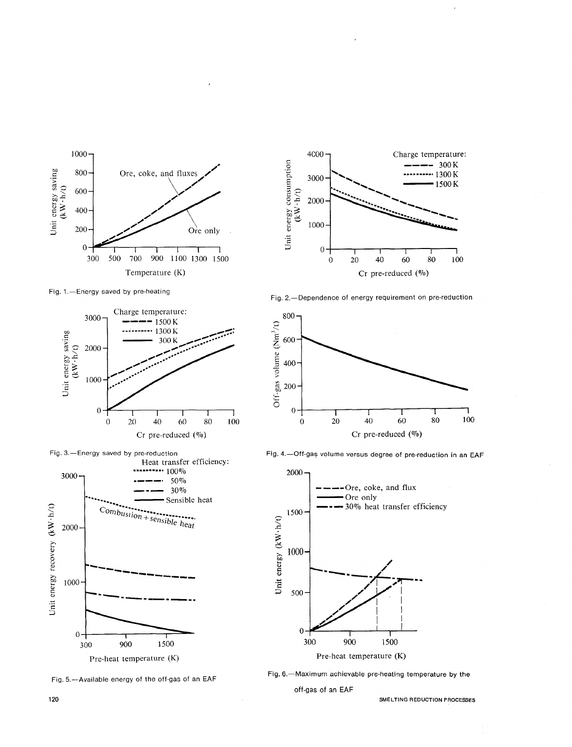1000
800
600
400
200
0
Unit energy saving (kW·h/t)
Ore, coke, and fluxes
Ore only
300 500 700 900 1100 1300 1500
Temperature (K)

Fig. 1.—Energy saved by pre-heating

4000
3000
2000
1000
0
Unit energy consumption (kW·h/t)
Charge temperature:
300 K
1300 K
1500 K
0 20 40 60 80 100
Cr pre-reduced (%)

Fig. 2.—Dependence of energy requirement on pre-reduction

3000
2000
1000
0
Unit energy saving (kW·h/t)
Charge temperature:
1500 K
1300 K
300 K
0 20 40 60 80 100
Cr pre-reduced (%)

Fig. 3.—Energy saved by pre-reduction

800
600
400
200
0
Off-gas volume ($Nm^3/t$)
0 20 40 60 80 100
Cr pre-reduced (%)

Fig. 4.—Off-gas volume versus degree of pre-reduction in an EAF

3000
2000
1000
0
Unit energy recovery (kW·h/t)
Heat transfer efficiency:
100%
50%
30%
Sensible heat
Combustion + sensible heat
300 900 1500
Pre-heat temperature (K)

Fig. 5.—Available energy of the off-gas of an EAF

2000
1500
1000
500
0
Unit energy (kW·h/t)
Ore, coke, and flux
Ore only
30% heat transfer efficiency
300 900 1500
Pre-heat temperature (K)

Fig. 6.—Maximum achievable pre-heating temperature by the off-gas of an EAF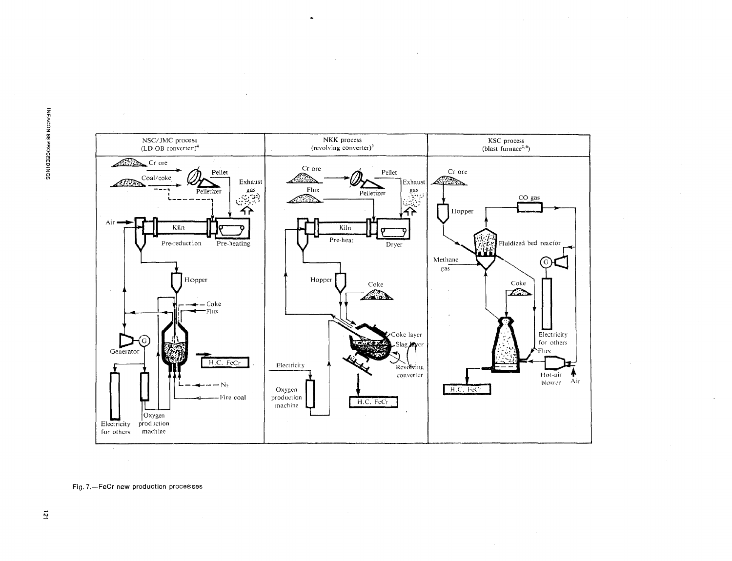NSC/JMC process
(LD-OB converter)[4]

Cr ore
Coal/coke
Pellet
Pelletizer
Exhaust gas
Air
Kiln
Pre-reduction
Pre-heating
Hopper
Coke
Flux
Generator
H.C. FeCr
$N_2$
Fire coal
Electricity for others
Oxygen production machine

NKK process
(revolving converter)[5]

Cr ore
Pellet
Flux
Pelletizer
Exhaust gas
Kiln
Pre-heat
Dryer
Hopper
Coke
Coke layer
Slag layer
Revolving converter
Electricity
Oxygen production machine
H.C. FeCr

KSC process
(blast furnace[2,6])

Cr ore
Hopper
CO gas
Fluidized bed reactor
Methane gas
Coke
Electricity for others
Flux
Hot-air blower
Air
H.C. FeCr

Fig. 7.—FeCr new production processes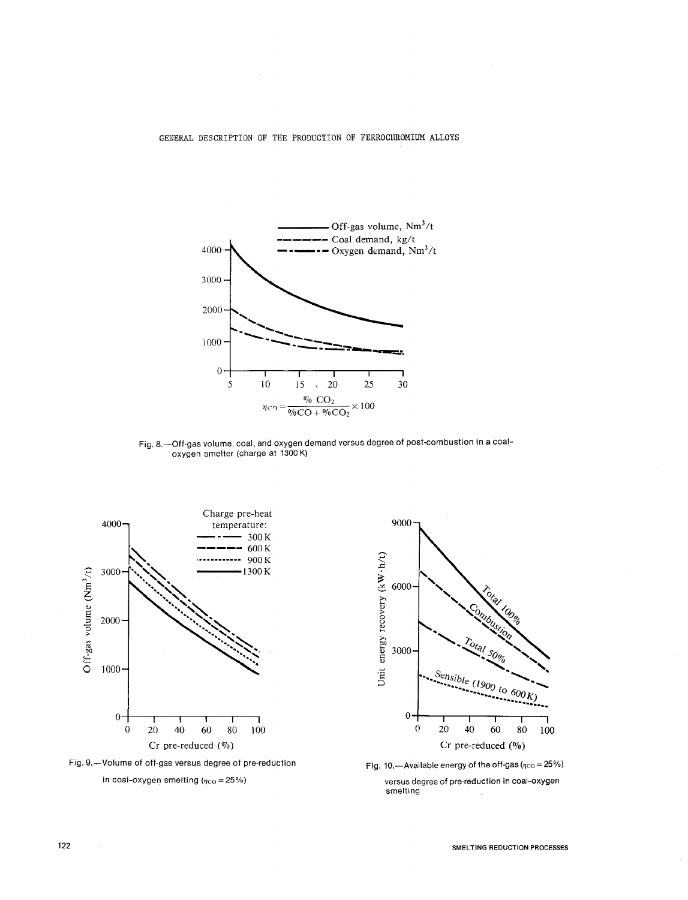Fig. 8.—Off-gas volume, coal, and oxygen demand versus degree of post-combustion in a coal-oxygen smelter (charge at 1300 K)

$$\eta_{CO} = \frac{\% CO_2}{\% CO + \% CO_2} \times 100$$

Fig. 9.—Volume of off-gas versus degree of pre-reduction in coal-oxygen smelting ($\eta_{CO} = 25\%$)

Fig. 10.—Available energy of the off-gas ($\eta_{CO} = 25\%$) versus degree of pre-reduction in coal-oxygen smelting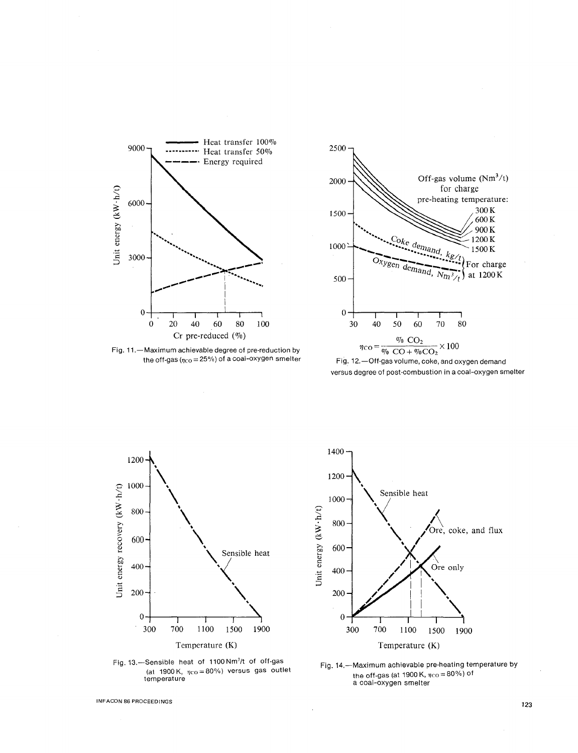9000

6000

3000

0

Unit energy (kW·h/t)

Heat transfer 100%

Heat transfer 50%

Energy required

0 20 40 60 80 100

Cr pre-reduced (%)

Fig. 11.—Maximum achievable degree of pre-reduction by the off-gas ($\eta_{CO} = 25\%$) of a coal-oxygen smelter

2500

2000

1500

1000

500

0

Off-gas volume ($Nm^3/t$) for charge pre-heating temperature:

300 K

600 K

900 K

1200 K

1500 K

Coke demand, kg/t

Oxygen demand, $Nm^3/t$

For charge at 1200 K

30 40 50 60 70 80

$$\eta_{CO} = \frac{\% \ CO_2}{\% \ CO + \% CO_2} \times 100$$

Fig. 12.—Off-gas volume, coke, and oxygen demand versus degree of post-combustion in a coal-oxygen smelter

1200

1000

800

600

400

200

0

Unit energy recovery (kW·h/t)

Sensible heat

300 700 1100 1500 1900

Temperature (K)

Fig. 13.—Sensible heat of 1100 $Nm^3/t$ of off-gas (at 1900 K, $\eta_{CO} = 80\%$) versus gas outlet temperature

1400

1200

1000

800

600

400

200

0

Unit energy (kW·h/t)

Sensible heat

Ore, coke, and flux

Ore only

300 700 1100 1500 1900

Temperature (K)

Fig. 14.—Maximum achievable pre-heating temperature by the off-gas (at 1900 K, $\eta_{CO} = 80\%$) of a coal-oxygen smelter